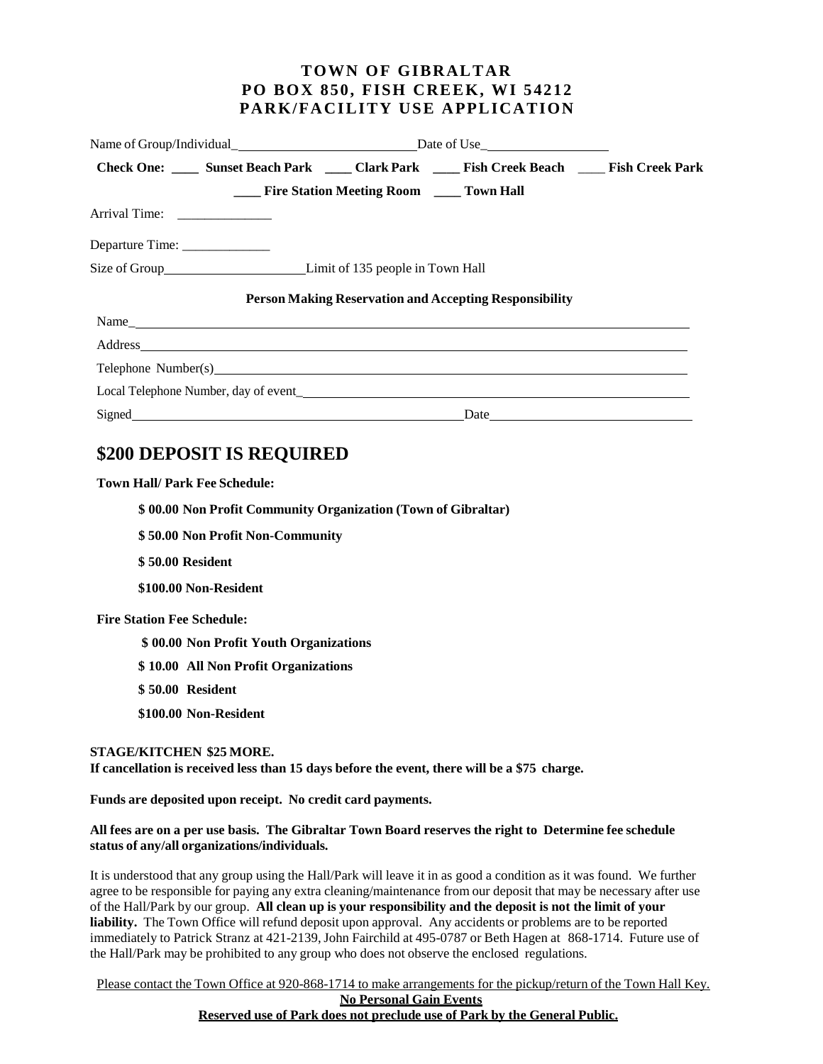# TOWN OF GIBRALTAR
# PO BOX 850, FISH CREEK, WI 54212
# PARK/FACILITY USE APPLICATION

Name of Group/Individual_\_\_\_\_\_\_\_\_\_\_\_\_\_\_\_\_\_\_\_\_\_\_\_\_\_\_ Date of Use_\_\_\_\_\_\_\_\_\_\_\_\_\_\_\_\_\_\_

**Check One: \_\_\_\_ Sunset Beach Park \_\_\_\_ Clark Park \_\_\_\_ Fish Creek Beach \_\_\_\_ Fish Creek Park**

**\_\_\_\_ Fire Station Meeting Room \_\_\_\_ Town Hall**

Arrival Time: \_\_\_\_\_\_\_\_\_\_\_\_\_\_

Departure Time: \_\_\_\_\_\_\_\_\_\_\_\_\_

Size of Group\_\_\_\_\_\_\_\_\_\_\_\_\_\_\_\_\_\_\_\_\_ Limit of 135 people in Town Hall

**Person Making Reservation and Accepting Responsibility**

Name\_\_\_\_\_\_\_\_\_\_\_\_\_\_\_\_\_\_\_\_\_\_\_\_\_\_\_\_\_\_\_\_\_\_\_\_\_\_\_\_\_\_\_\_\_\_\_\_\_\_\_\_\_\_\_\_\_\_\_\_

Address\_\_\_\_\_\_\_\_\_\_\_\_\_\_\_\_\_\_\_\_\_\_\_\_\_\_\_\_\_\_\_\_\_\_\_\_\_\_\_\_\_\_\_\_\_\_\_\_\_\_\_\_\_\_\_\_\_\_

Telephone Number(s)\_\_\_\_\_\_\_\_\_\_\_\_\_\_\_\_\_\_\_\_\_\_\_\_\_\_\_\_\_\_\_\_\_\_\_\_\_\_\_\_\_\_\_\_\_\_\_\_\_\_

Local Telephone Number, day of event\_\_\_\_\_\_\_\_\_\_\_\_\_\_\_\_\_\_\_\_\_\_\_\_\_\_\_\_\_\_\_\_\_\_\_\_\_\_\_

Signed\_\_\_\_\_\_\_\_\_\_\_\_\_\_\_\_\_\_\_\_\_\_\_\_\_\_\_\_\_\_\_\_\_\_\_\_\_\_\_ Date\_\_\_\_\_\_\_\_\_\_\_\_\_\_\_\_\_\_\_\_\_\_\_\_\_

## $200 DEPOSIT IS REQUIRED

**Town Hall/ Park Fee Schedule:**

- **$ 00.00 Non Profit Community Organization (Town of Gibraltar)**
- **$ 50.00 Non Profit Non-Community**
- **$ 50.00 Resident**
- **$100.00 Non-Resident**

**Fire Station Fee Schedule:**

- **$ 00.00 Non Profit Youth Organizations**
- **$ 10.00 All Non Profit Organizations**
- **$ 50.00 Resident**
- **$100.00 Non-Resident**

**STAGE/KITCHEN $25 MORE.**
**If cancellation is received less than 15 days before the event, there will be a $75 charge.**

**Funds are deposited upon receipt. No credit card payments.**

**All fees are on a per use basis. The Gibraltar Town Board reserves the right to Determine fee schedule status of any/all organizations/individuals.**

It is understood that any group using the Hall/Park will leave it in as good a condition as it was found. We further agree to be responsible for paying any extra cleaning/maintenance from our deposit that may be necessary after use of the Hall/Park by our group. **All clean up is your responsibility and the deposit is not the limit of your liability.** The Town Office will refund deposit upon approval. Any accidents or problems are to be reported immediately to Patrick Stranz at 421-2139, John Fairchild at 495-0787 or Beth Hagen at 868-1714. Future use of the Hall/Park may be prohibited to any group who does not observe the enclosed regulations.

Please contact the Town Office at 920-868-1714 to make arrangements for the pickup/return of the Town Hall Key.

**No Personal Gain Events**

**Reserved use of Park does not preclude use of Park by the General Public.**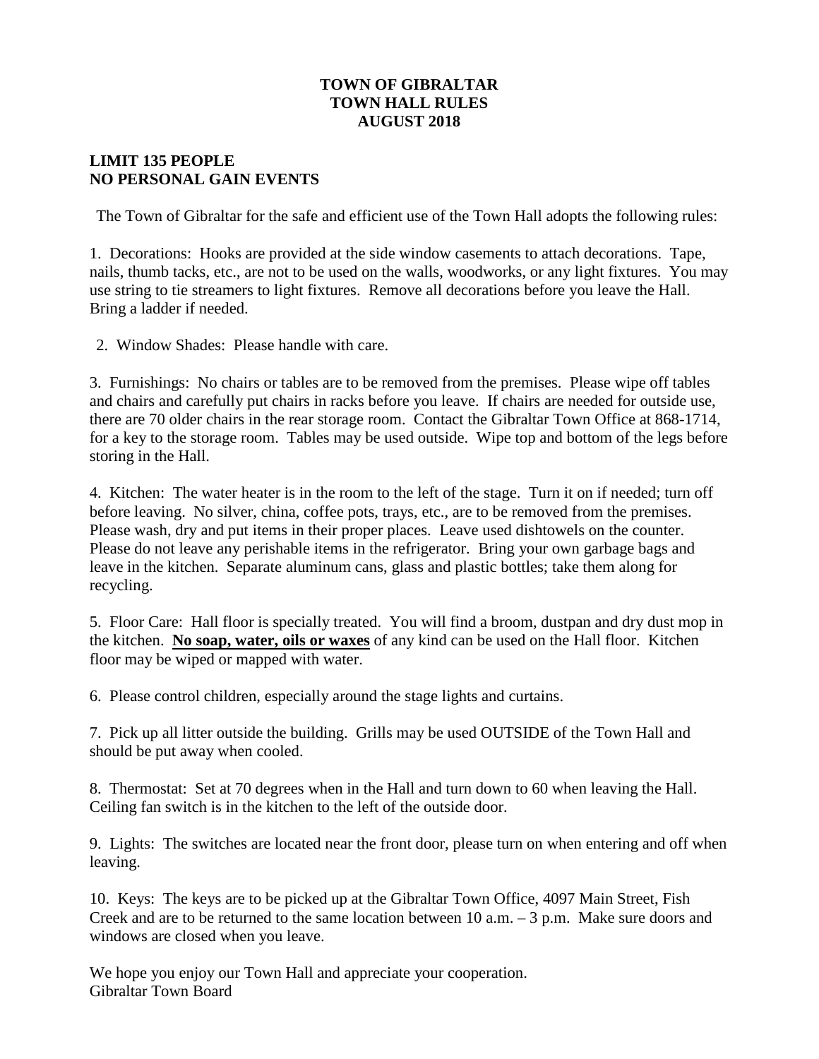**TOWN OF GIBRALTAR**
**TOWN HALL RULES**
**AUGUST 2018**

**LIMIT 135 PEOPLE**
**NO PERSONAL GAIN EVENTS**

The Town of Gibraltar for the safe and efficient use of the Town Hall adopts the following rules:

1. Decorations: Hooks are provided at the side window casements to attach decorations. Tape, nails, thumb tacks, etc., are not to be used on the walls, woodworks, or any light fixtures. You may use string to tie streamers to light fixtures. Remove all decorations before you leave the Hall. Bring a ladder if needed.

2. Window Shades: Please handle with care.

3. Furnishings: No chairs or tables are to be removed from the premises. Please wipe off tables and chairs and carefully put chairs in racks before you leave. If chairs are needed for outside use, there are 70 older chairs in the rear storage room. Contact the Gibraltar Town Office at 868-1714, for a key to the storage room. Tables may be used outside. Wipe top and bottom of the legs before storing in the Hall.

4. Kitchen: The water heater is in the room to the left of the stage. Turn it on if needed; turn off before leaving. No silver, china, coffee pots, trays, etc., are to be removed from the premises. Please wash, dry and put items in their proper places. Leave used dishtowels on the counter. Please do not leave any perishable items in the refrigerator. Bring your own garbage bags and leave in the kitchen. Separate aluminum cans, glass and plastic bottles; take them along for recycling.

5. Floor Care: Hall floor is specially treated. You will find a broom, dustpan and dry dust mop in the kitchen. **No soap, water, oils or waxes** of any kind can be used on the Hall floor. Kitchen floor may be wiped or mapped with water.

6. Please control children, especially around the stage lights and curtains.

7. Pick up all litter outside the building. Grills may be used OUTSIDE of the Town Hall and should be put away when cooled.

8. Thermostat: Set at 70 degrees when in the Hall and turn down to 60 when leaving the Hall. Ceiling fan switch is in the kitchen to the left of the outside door.

9. Lights: The switches are located near the front door, please turn on when entering and off when leaving.

10. Keys: The keys are to be picked up at the Gibraltar Town Office, 4097 Main Street, Fish Creek and are to be returned to the same location between 10 a.m. – 3 p.m. Make sure doors and windows are closed when you leave.

We hope you enjoy our Town Hall and appreciate your cooperation.
Gibraltar Town Board